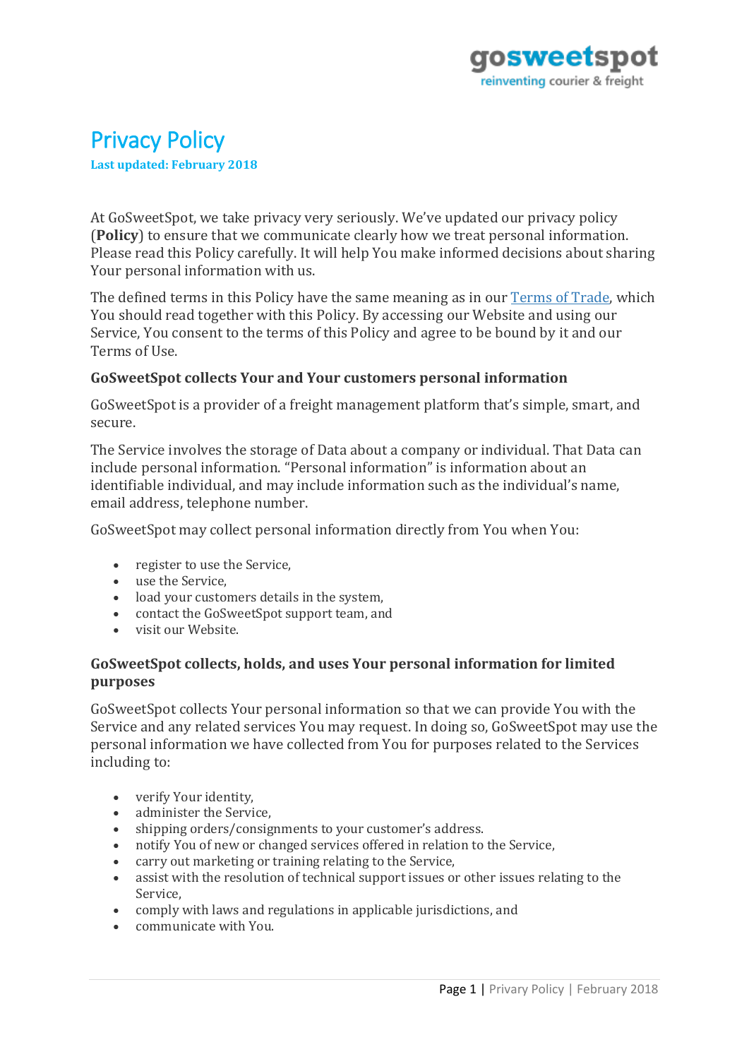# Privacy Policy

**Last updated: February 2018**

At GoSweetSpot, we take privacy very seriously. We've updated our privacy policy (**Policy**) to ensure that we communicate clearly how we treat personal information. Please read this Policy carefully. It will help You make informed decisions about sharing Your personal information with us.

The defined terms in this Policy have the same meaning as in our Terms of Trade, which You should read together with this Policy. By accessing our Website and using our Service, You consent to the terms of this Policy and agree to be bound by it and our Terms of Use.

## GoSweetSpot collects Your and Your customers personal information

GoSweetSpot is a provider of a freight management platform that's simple, smart, and secure.

The Service involves the storage of Data about a company or individual. That Data can include personal information. "Personal information" is information about an identifiable individual, and may include information such as the individual's name, email address, telephone number.

GoSweetSpot may collect personal information directly from You when You:

- register to use the Service,
- use the Service,
- load your customers details in the system,
- contact the GoSweetSpot support team, and
- visit our Website.

## GoSweetSpot collects, holds, and uses Your personal information for limited purposes

GoSweetSpot collects Your personal information so that we can provide You with the Service and any related services You may request. In doing so, GoSweetSpot may use the personal information we have collected from You for purposes related to the Services including to:

- verify Your identity,
- administer the Service,
- shipping orders/consignments to your customer's address.
- notify You of new or changed services offered in relation to the Service,
- carry out marketing or training relating to the Service,
- assist with the resolution of technical support issues or other issues relating to the Service,
- comply with laws and regulations in applicable jurisdictions, and
- communicate with You.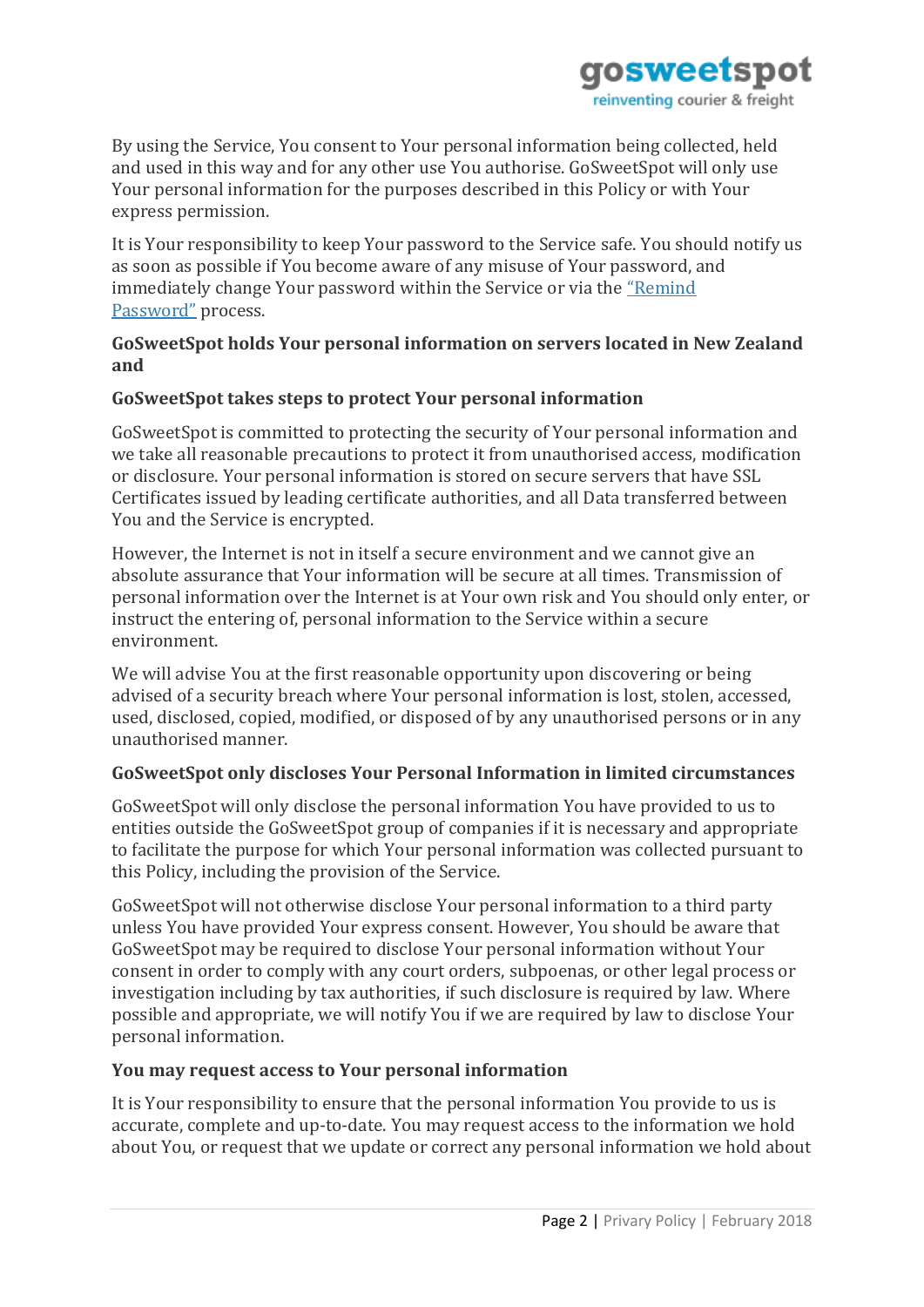By using the Service, You consent to Your personal information being collected, held and used in this way and for any other use You authorise. GoSweetSpot will only use Your personal information for the purposes described in this Policy or with Your express permission.

It is Your responsibility to keep Your password to the Service safe. You should notify us as soon as possible if You become aware of any misuse of Your password, and immediately change Your password within the Service or via the "Remind Password" process.

### GoSweetSpot holds Your personal information on servers located in New Zealand and

### GoSweetSpot takes steps to protect Your personal information

GoSweetSpot is committed to protecting the security of Your personal information and we take all reasonable precautions to protect it from unauthorised access, modification or disclosure. Your personal information is stored on secure servers that have SSL Certificates issued by leading certificate authorities, and all Data transferred between You and the Service is encrypted.

However, the Internet is not in itself a secure environment and we cannot give an absolute assurance that Your information will be secure at all times. Transmission of personal information over the Internet is at Your own risk and You should only enter, or instruct the entering of, personal information to the Service within a secure environment.

We will advise You at the first reasonable opportunity upon discovering or being advised of a security breach where Your personal information is lost, stolen, accessed, used, disclosed, copied, modified, or disposed of by any unauthorised persons or in any unauthorised manner.

### GoSweetSpot only discloses Your Personal Information in limited circumstances

GoSweetSpot will only disclose the personal information You have provided to us to entities outside the GoSweetSpot group of companies if it is necessary and appropriate to facilitate the purpose for which Your personal information was collected pursuant to this Policy, including the provision of the Service.

GoSweetSpot will not otherwise disclose Your personal information to a third party unless You have provided Your express consent. However, You should be aware that GoSweetSpot may be required to disclose Your personal information without Your consent in order to comply with any court orders, subpoenas, or other legal process or investigation including by tax authorities, if such disclosure is required by law. Where possible and appropriate, we will notify You if we are required by law to disclose Your personal information.

### You may request access to Your personal information

It is Your responsibility to ensure that the personal information You provide to us is accurate, complete and up-to-date. You may request access to the information we hold about You, or request that we update or correct any personal information we hold about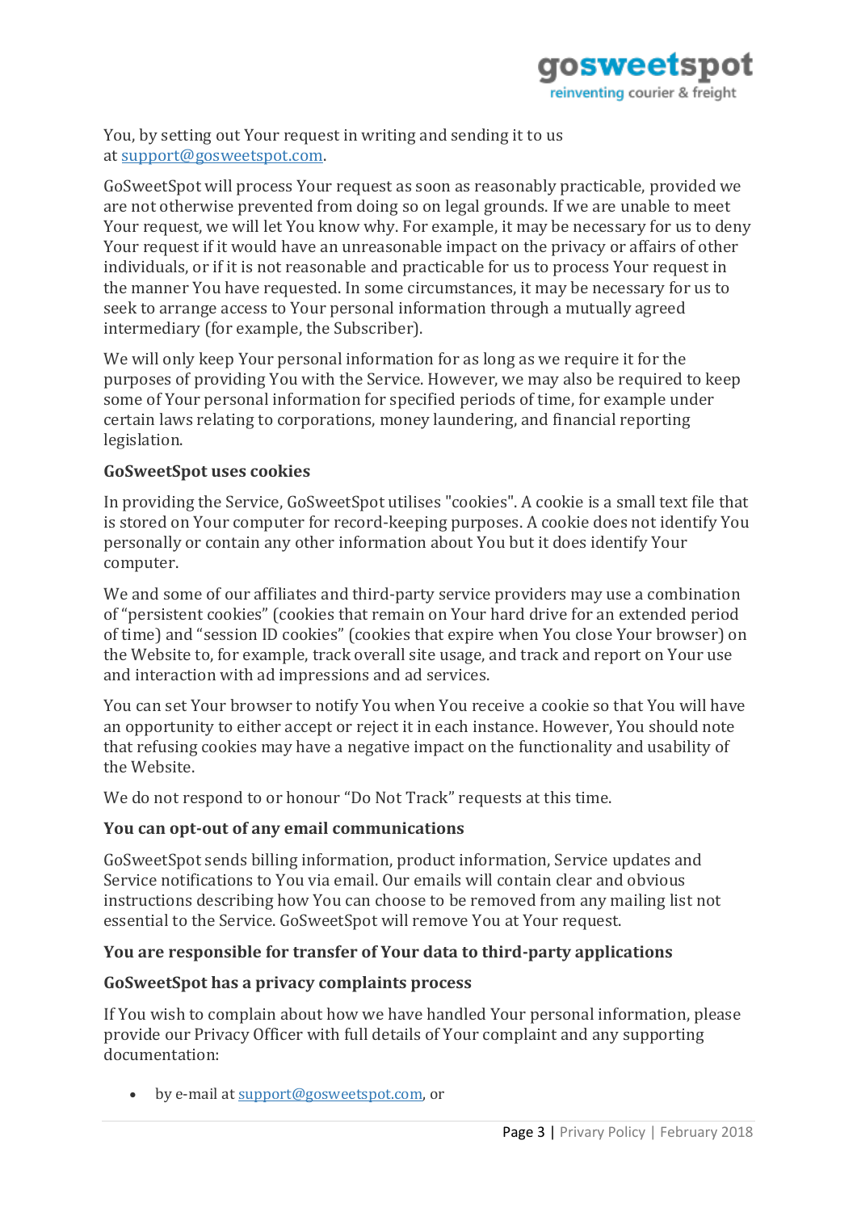You, by setting out Your request in writing and sending it to us at support@gosweetspot.com.

GoSweetSpot will process Your request as soon as reasonably practicable, provided we are not otherwise prevented from doing so on legal grounds. If we are unable to meet Your request, we will let You know why. For example, it may be necessary for us to deny Your request if it would have an unreasonable impact on the privacy or affairs of other individuals, or if it is not reasonable and practicable for us to process Your request in the manner You have requested. In some circumstances, it may be necessary for us to seek to arrange access to Your personal information through a mutually agreed intermediary (for example, the Subscriber).

We will only keep Your personal information for as long as we require it for the purposes of providing You with the Service. However, we may also be required to keep some of Your personal information for specified periods of time, for example under certain laws relating to corporations, money laundering, and financial reporting legislation.

**GoSweetSpot uses cookies**

In providing the Service, GoSweetSpot utilises "cookies". A cookie is a small text file that is stored on Your computer for record-keeping purposes. A cookie does not identify You personally or contain any other information about You but it does identify Your computer.

We and some of our affiliates and third-party service providers may use a combination of "persistent cookies" (cookies that remain on Your hard drive for an extended period of time) and "session ID cookies" (cookies that expire when You close Your browser) on the Website to, for example, track overall site usage, and track and report on Your use and interaction with ad impressions and ad services.

You can set Your browser to notify You when You receive a cookie so that You will have an opportunity to either accept or reject it in each instance. However, You should note that refusing cookies may have a negative impact on the functionality and usability of the Website.

We do not respond to or honour "Do Not Track" requests at this time.

**You can opt-out of any email communications**

GoSweetSpot sends billing information, product information, Service updates and Service notifications to You via email. Our emails will contain clear and obvious instructions describing how You can choose to be removed from any mailing list not essential to the Service. GoSweetSpot will remove You at Your request.

**You are responsible for transfer of Your data to third-party applications**

**GoSweetSpot has a privacy complaints process**

If You wish to complain about how we have handled Your personal information, please provide our Privacy Officer with full details of Your complaint and any supporting documentation:

- by e-mail at support@gosweetspot.com, or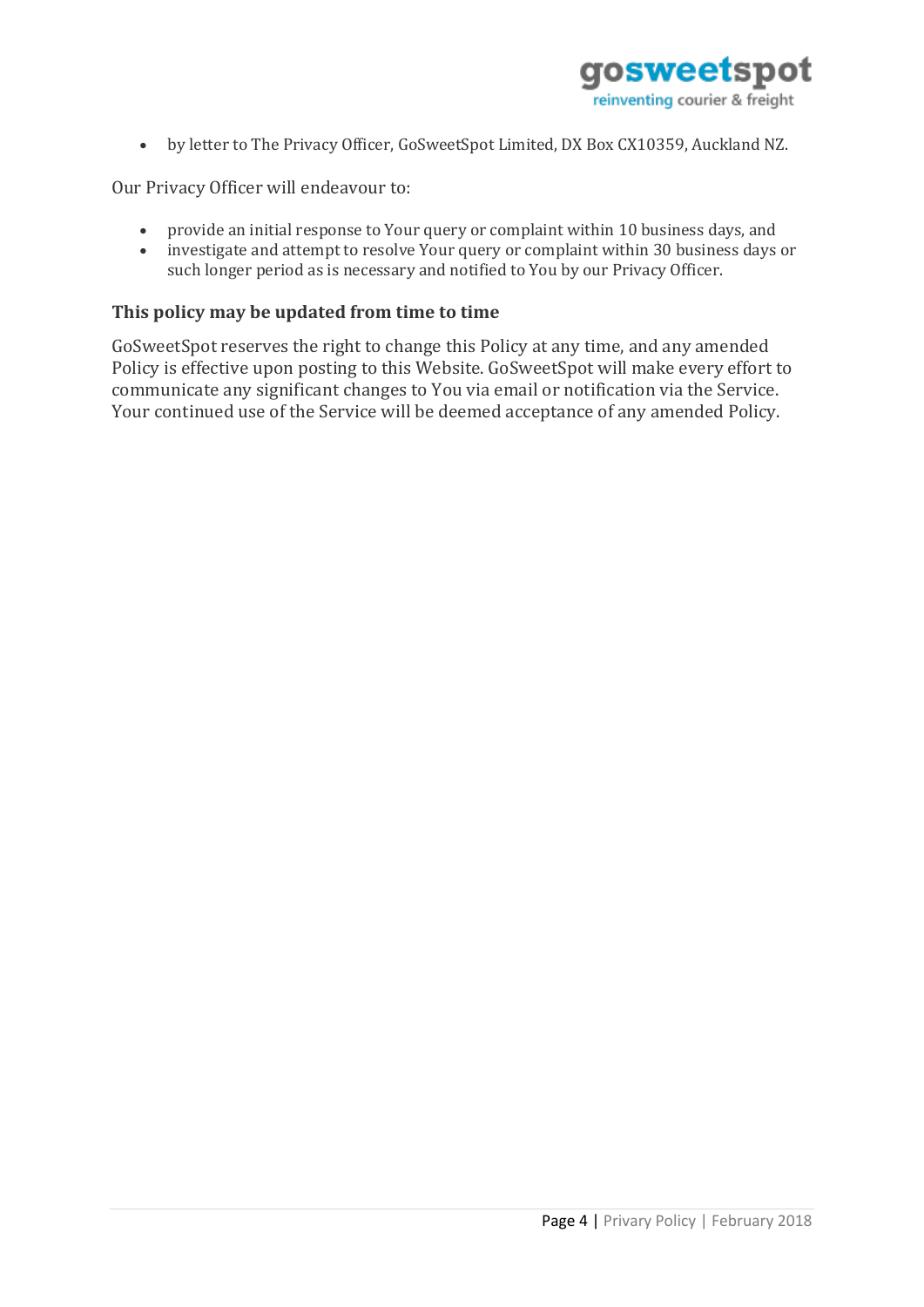- by letter to The Privacy Officer, GoSweetSpot Limited, DX Box CX10359, Auckland NZ.

Our Privacy Officer will endeavour to:

- provide an initial response to Your query or complaint within 10 business days, and
- investigate and attempt to resolve Your query or complaint within 30 business days or such longer period as is necessary and notified to You by our Privacy Officer.

### This policy may be updated from time to time

GoSweetSpot reserves the right to change this Policy at any time, and any amended Policy is effective upon posting to this Website. GoSweetSpot will make every effort to communicate any significant changes to You via email or notification via the Service. Your continued use of the Service will be deemed acceptance of any amended Policy.